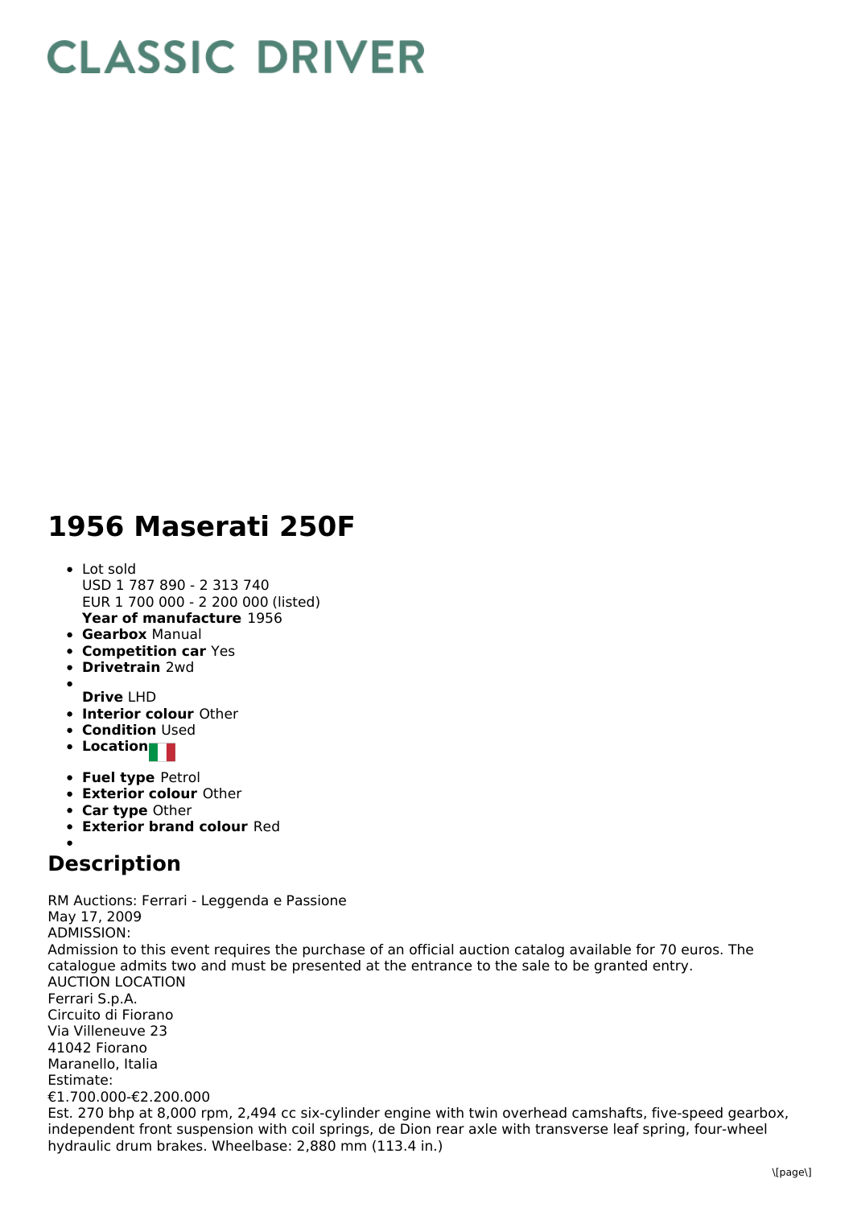# CLASSIC DRIVER

# 1956 Maserati 250F

- Lot sold
  USD 1 787 890 - 2 313 740
  EUR 1 700 000 - 2 200 000 (listed)
  **Year of manufacture** 1956
- **Gearbox** Manual
- **Competition car** Yes
- **Drivetrain** 2wd
- 
  **Drive** LHD
- **Interior colour** Other
- **Condition** Used
- **Location**
- **Fuel type** Petrol
- **Exterior colour** Other
- **Car type** Other
- **Exterior brand colour** Red

## Description

RM Auctions: Ferrari - Leggenda e Passione
May 17, 2009
ADMISSION:
Admission to this event requires the purchase of an official auction catalog available for 70 euros. The catalogue admits two and must be presented at the entrance to the sale to be granted entry.
AUCTION LOCATION
Ferrari S.p.A.
Circuito di Fiorano
Via Villeneuve 23
41042 Fiorano
Maranello, Italia
Estimate:
€1.700.000-€2.200.000
Est. 270 bhp at 8,000 rpm, 2,494 cc six-cylinder engine with twin overhead camshafts, five-speed gearbox, independent front suspension with coil springs, de Dion rear axle with transverse leaf spring, four-wheel hydraulic drum brakes. Wheelbase: 2,880 mm (113.4 in.)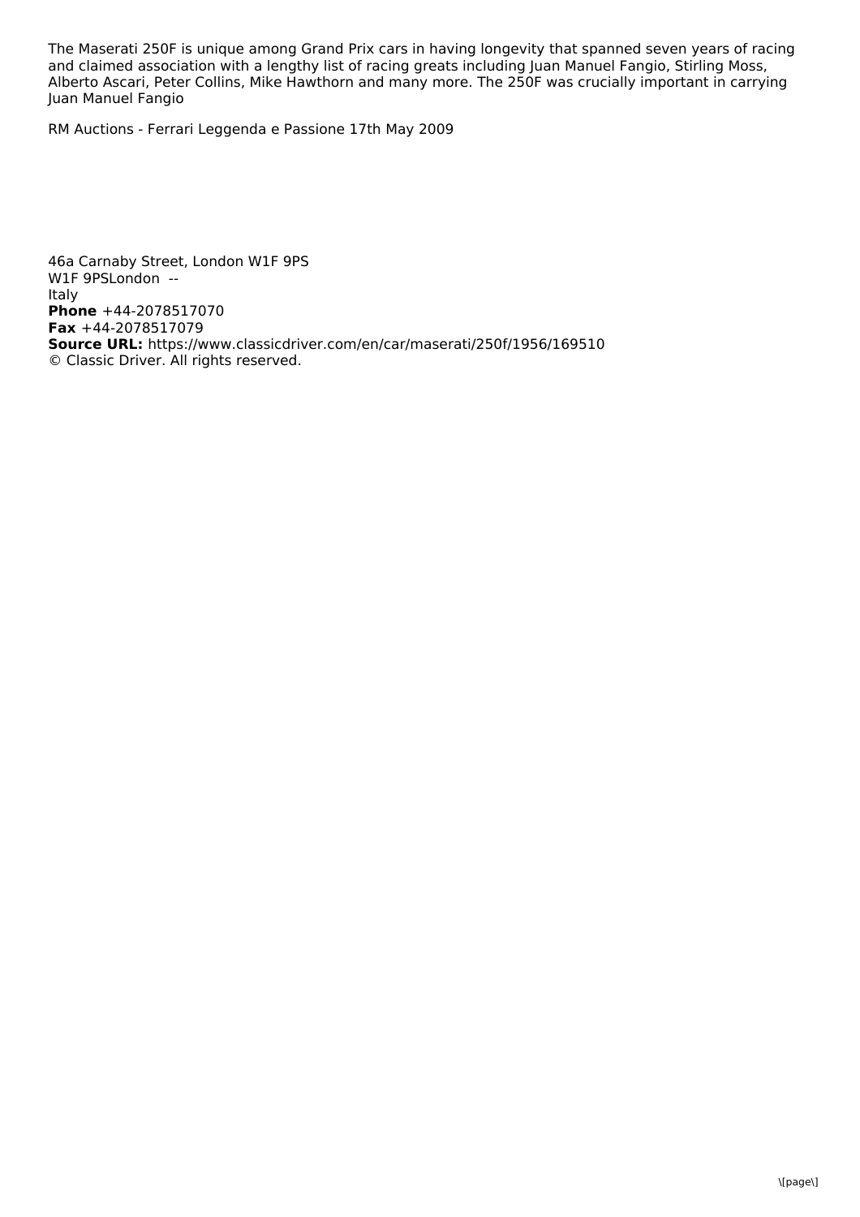The Maserati 250F is unique among Grand Prix cars in having longevity that spanned seven years of racing and claimed association with a lengthy list of racing greats including Juan Manuel Fangio, Stirling Moss, Alberto Ascari, Peter Collins, Mike Hawthorn and many more. The 250F was crucially important in carrying Juan Manuel Fangio

RM Auctions - Ferrari Leggenda e Passione 17th May 2009

46a Carnaby Street, London W1F 9PS
W1F 9PSLondon --
Italy
**Phone** +44-2078517070
**Fax** +44-2078517079
**Source URL:** https://www.classicdriver.com/en/car/maserati/250f/1956/169510
© Classic Driver. All rights reserved.